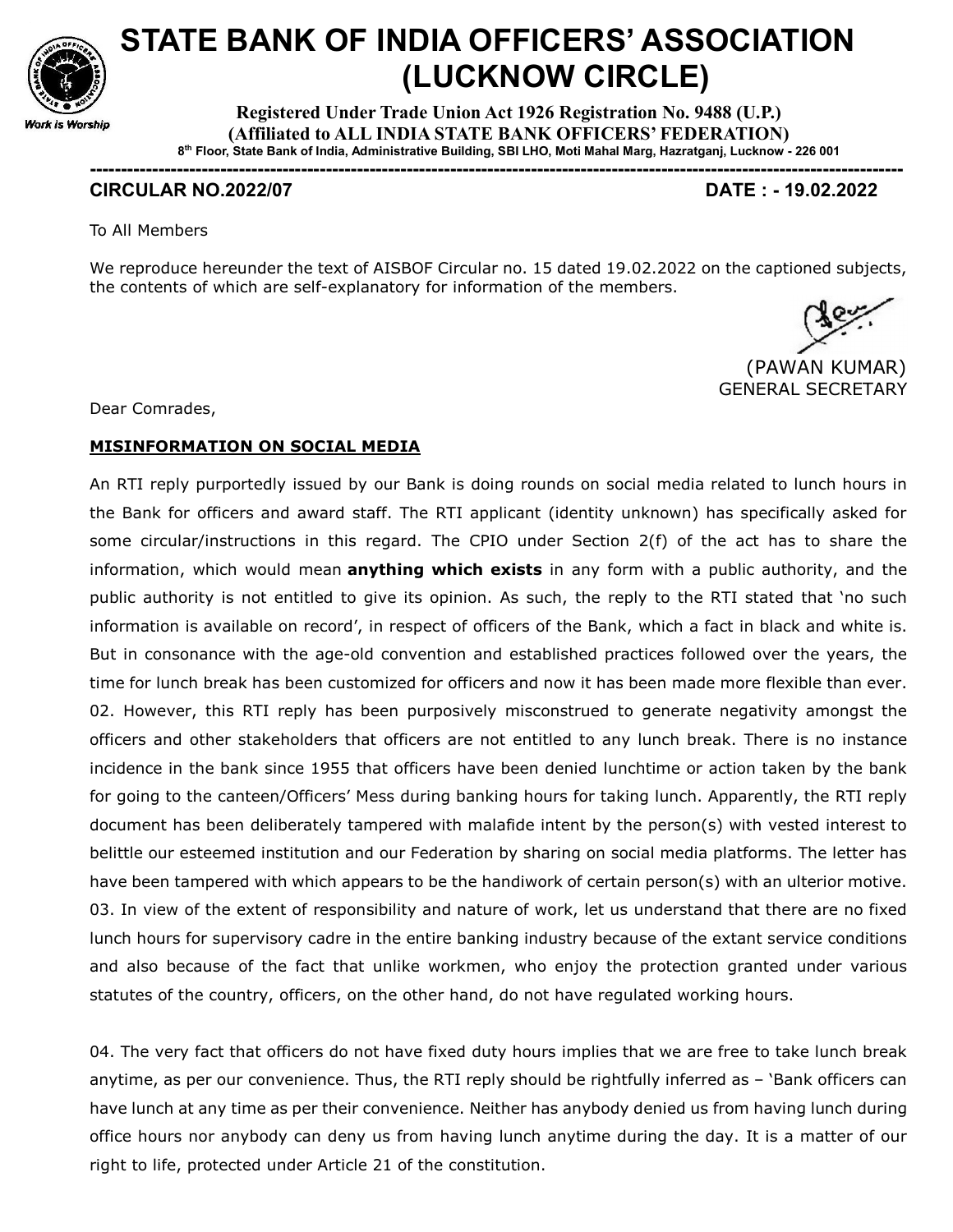# STATE BANK OF INDIA OFFICERS' ASSOCIATION (LUCKNOW CIRCLE)

**Registered Under Trade Union Act 1926 Registration No. 9488 (U.P.)**
**(Affiliated to ALL INDIA STATE BANK OFFICERS' FEDERATION)**
**8th Floor, State Bank of India, Administrative Building, SBI LHO, Moti Mahal Marg, Hazratganj, Lucknow - 226 001**

Work is Worship

---

**CIRCULAR NO.2022/07** **DATE : - 19.02.2022**

To All Members

We reproduce hereunder the text of AISBOF Circular no. 15 dated 19.02.2022 on the captioned subjects, the contents of which are self-explanatory for information of the members.

(PAWAN KUMAR)
GENERAL SECRETARY

Dear Comrades,

**MISINFORMATION ON SOCIAL MEDIA**

An RTI reply purportedly issued by our Bank is doing rounds on social media related to lunch hours in the Bank for officers and award staff. The RTI applicant (identity unknown) has specifically asked for some circular/instructions in this regard. The CPIO under Section 2(f) of the act has to share the information, which would mean **anything which exists** in any form with a public authority, and the public authority is not entitled to give its opinion. As such, the reply to the RTI stated that 'no such information is available on record', in respect of officers of the Bank, which a fact in black and white is. But in consonance with the age-old convention and established practices followed over the years, the time for lunch break has been customized for officers and now it has been made more flexible than ever. 02. However, this RTI reply has been purposively misconstrued to generate negativity amongst the officers and other stakeholders that officers are not entitled to any lunch break. There is no instance incidence in the bank since 1955 that officers have been denied lunchtime or action taken by the bank for going to the canteen/Officers' Mess during banking hours for taking lunch. Apparently, the RTI reply document has been deliberately tampered with malafide intent by the person(s) with vested interest to belittle our esteemed institution and our Federation by sharing on social media platforms. The letter has have been tampered with which appears to be the handiwork of certain person(s) with an ulterior motive. 03. In view of the extent of responsibility and nature of work, let us understand that there are no fixed lunch hours for supervisory cadre in the entire banking industry because of the extant service conditions and also because of the fact that unlike workmen, who enjoy the protection granted under various statutes of the country, officers, on the other hand, do not have regulated working hours.

04. The very fact that officers do not have fixed duty hours implies that we are free to take lunch break anytime, as per our convenience. Thus, the RTI reply should be rightfully inferred as – 'Bank officers can have lunch at any time as per their convenience. Neither has anybody denied us from having lunch during office hours nor anybody can deny us from having lunch anytime during the day. It is a matter of our right to life, protected under Article 21 of the constitution.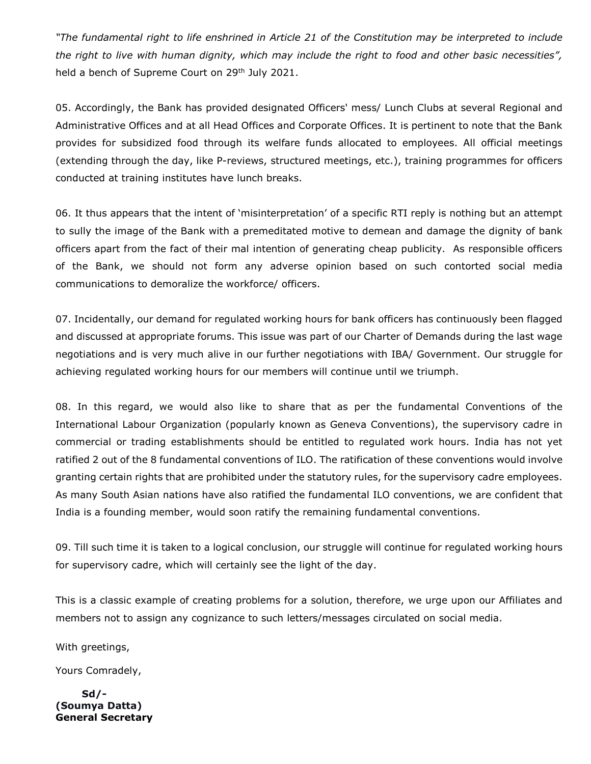*"The fundamental right to life enshrined in Article 21 of the Constitution may be interpreted to include the right to live with human dignity, which may include the right to food and other basic necessities",* held a bench of Supreme Court on 29th July 2021.

05. Accordingly, the Bank has provided designated Officers' mess/ Lunch Clubs at several Regional and Administrative Offices and at all Head Offices and Corporate Offices. It is pertinent to note that the Bank provides for subsidized food through its welfare funds allocated to employees. All official meetings (extending through the day, like P-reviews, structured meetings, etc.), training programmes for officers conducted at training institutes have lunch breaks.

06. It thus appears that the intent of 'misinterpretation' of a specific RTI reply is nothing but an attempt to sully the image of the Bank with a premeditated motive to demean and damage the dignity of bank officers apart from the fact of their mal intention of generating cheap publicity. As responsible officers of the Bank, we should not form any adverse opinion based on such contorted social media communications to demoralize the workforce/ officers.

07. Incidentally, our demand for regulated working hours for bank officers has continuously been flagged and discussed at appropriate forums. This issue was part of our Charter of Demands during the last wage negotiations and is very much alive in our further negotiations with IBA/ Government. Our struggle for achieving regulated working hours for our members will continue until we triumph.

08. In this regard, we would also like to share that as per the fundamental Conventions of the International Labour Organization (popularly known as Geneva Conventions), the supervisory cadre in commercial or trading establishments should be entitled to regulated work hours. India has not yet ratified 2 out of the 8 fundamental conventions of ILO. The ratification of these conventions would involve granting certain rights that are prohibited under the statutory rules, for the supervisory cadre employees. As many South Asian nations have also ratified the fundamental ILO conventions, we are confident that India is a founding member, would soon ratify the remaining fundamental conventions.

09. Till such time it is taken to a logical conclusion, our struggle will continue for regulated working hours for supervisory cadre, which will certainly see the light of the day.

This is a classic example of creating problems for a solution, therefore, we urge upon our Affiliates and members not to assign any cognizance to such letters/messages circulated on social media.

With greetings,

Yours Comradely,

**Sd/-**
**(Soumya Datta)**
**General Secretary**